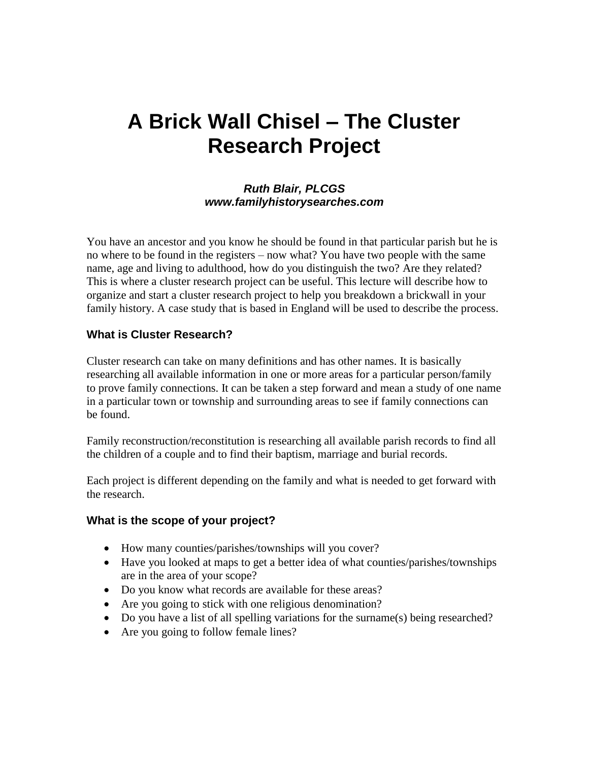# A Brick Wall Chisel – The Cluster Research Project

***Ruth Blair, PLCGS***
***www.familyhistorysearches.com***

You have an ancestor and you know he should be found in that particular parish but he is no where to be found in the registers – now what? You have two people with the same name, age and living to adulthood, how do you distinguish the two? Are they related? This is where a cluster research project can be useful. This lecture will describe how to organize and start a cluster research project to help you breakdown a brickwall in your family history. A case study that is based in England will be used to describe the process.

### What is Cluster Research?

Cluster research can take on many definitions and has other names. It is basically researching all available information in one or more areas for a particular person/family to prove family connections. It can be taken a step forward and mean a study of one name in a particular town or township and surrounding areas to see if family connections can be found.

Family reconstruction/reconstitution is researching all available parish records to find all the children of a couple and to find their baptism, marriage and burial records.

Each project is different depending on the family and what is needed to get forward with the research.

### What is the scope of your project?

- How many counties/parishes/townships will you cover?
- Have you looked at maps to get a better idea of what counties/parishes/townships are in the area of your scope?
- Do you know what records are available for these areas?
- Are you going to stick with one religious denomination?
- Do you have a list of all spelling variations for the surname(s) being researched?
- Are you going to follow female lines?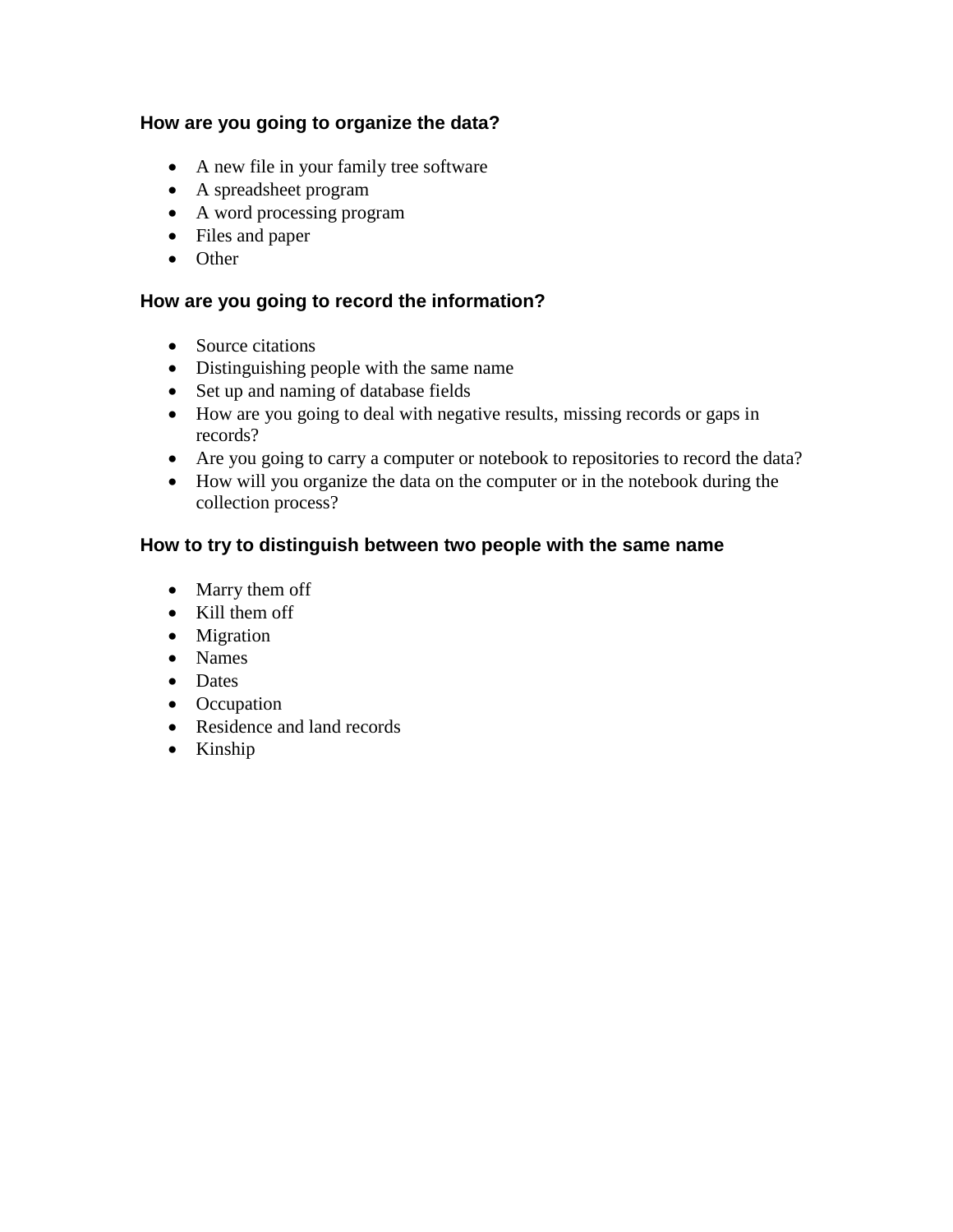### How are you going to organize the data?

- A new file in your family tree software
- A spreadsheet program
- A word processing program
- Files and paper
- Other

### How are you going to record the information?

- Source citations
- Distinguishing people with the same name
- Set up and naming of database fields
- How are you going to deal with negative results, missing records or gaps in records?
- Are you going to carry a computer or notebook to repositories to record the data?
- How will you organize the data on the computer or in the notebook during the collection process?

### How to try to distinguish between two people with the same name

- Marry them off
- Kill them off
- Migration
- Names
- Dates
- Occupation
- Residence and land records
- Kinship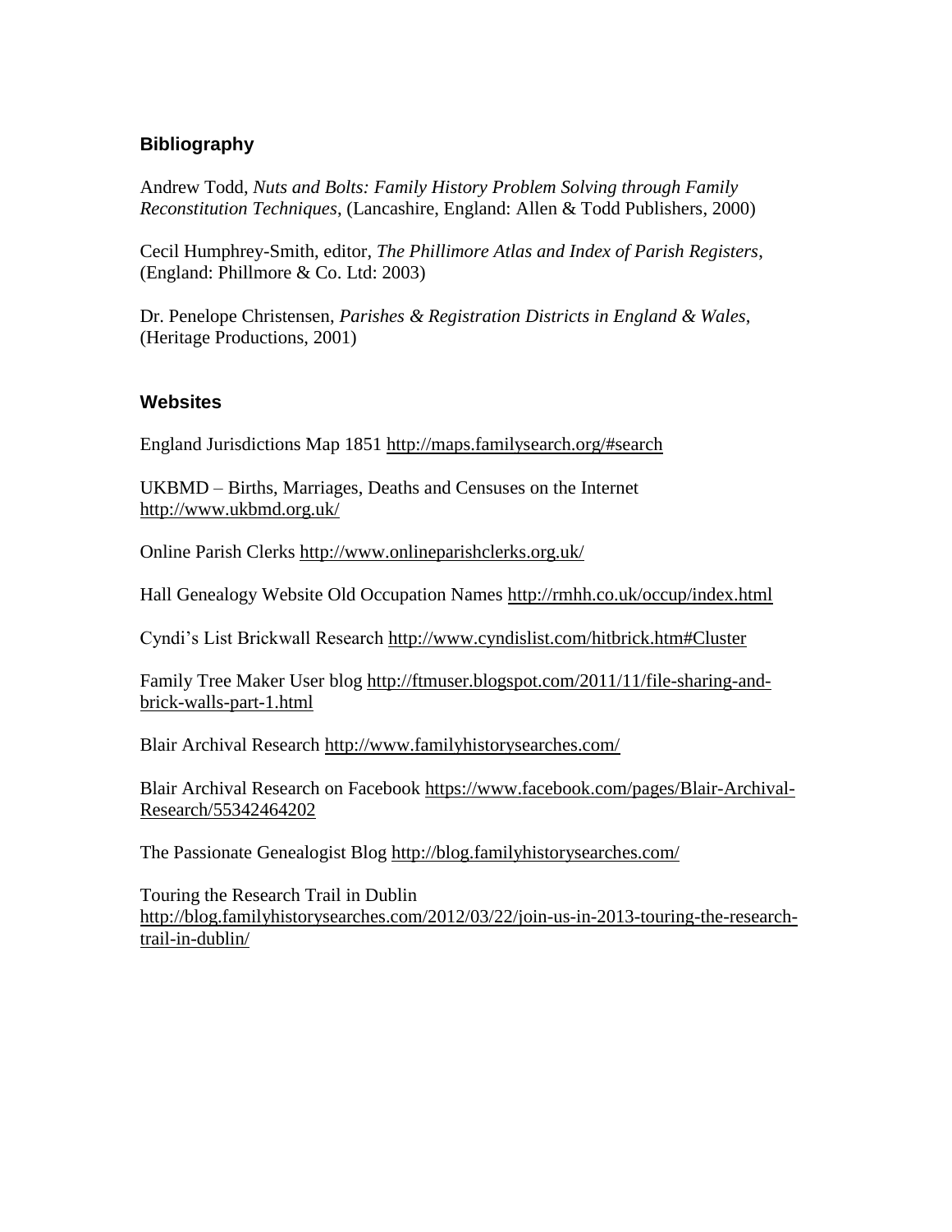## Bibliography

Andrew Todd, *Nuts and Bolts: Family History Problem Solving through Family Reconstitution Techniques*, (Lancashire, England: Allen & Todd Publishers, 2000)

Cecil Humphrey-Smith, editor, *The Phillimore Atlas and Index of Parish Registers*, (England: Phillmore & Co. Ltd: 2003)

Dr. Penelope Christensen, *Parishes & Registration Districts in England & Wales*, (Heritage Productions, 2001)

## Websites

England Jurisdictions Map 1851 http://maps.familysearch.org/#search

UKBMD – Births, Marriages, Deaths and Censuses on the Internet http://www.ukbmd.org.uk/

Online Parish Clerks http://www.onlineparishclerks.org.uk/

Hall Genealogy Website Old Occupation Names http://rmhh.co.uk/occup/index.html

Cyndi's List Brickwall Research http://www.cyndislist.com/hitbrick.htm#Cluster

Family Tree Maker User blog http://ftmuser.blogspot.com/2011/11/file-sharing-and-brick-walls-part-1.html

Blair Archival Research http://www.familyhistorysearches.com/

Blair Archival Research on Facebook https://www.facebook.com/pages/Blair-Archival-Research/55342464202

The Passionate Genealogist Blog http://blog.familyhistorysearches.com/

Touring the Research Trail in Dublin http://blog.familyhistorysearches.com/2012/03/22/join-us-in-2013-touring-the-research-trail-in-dublin/